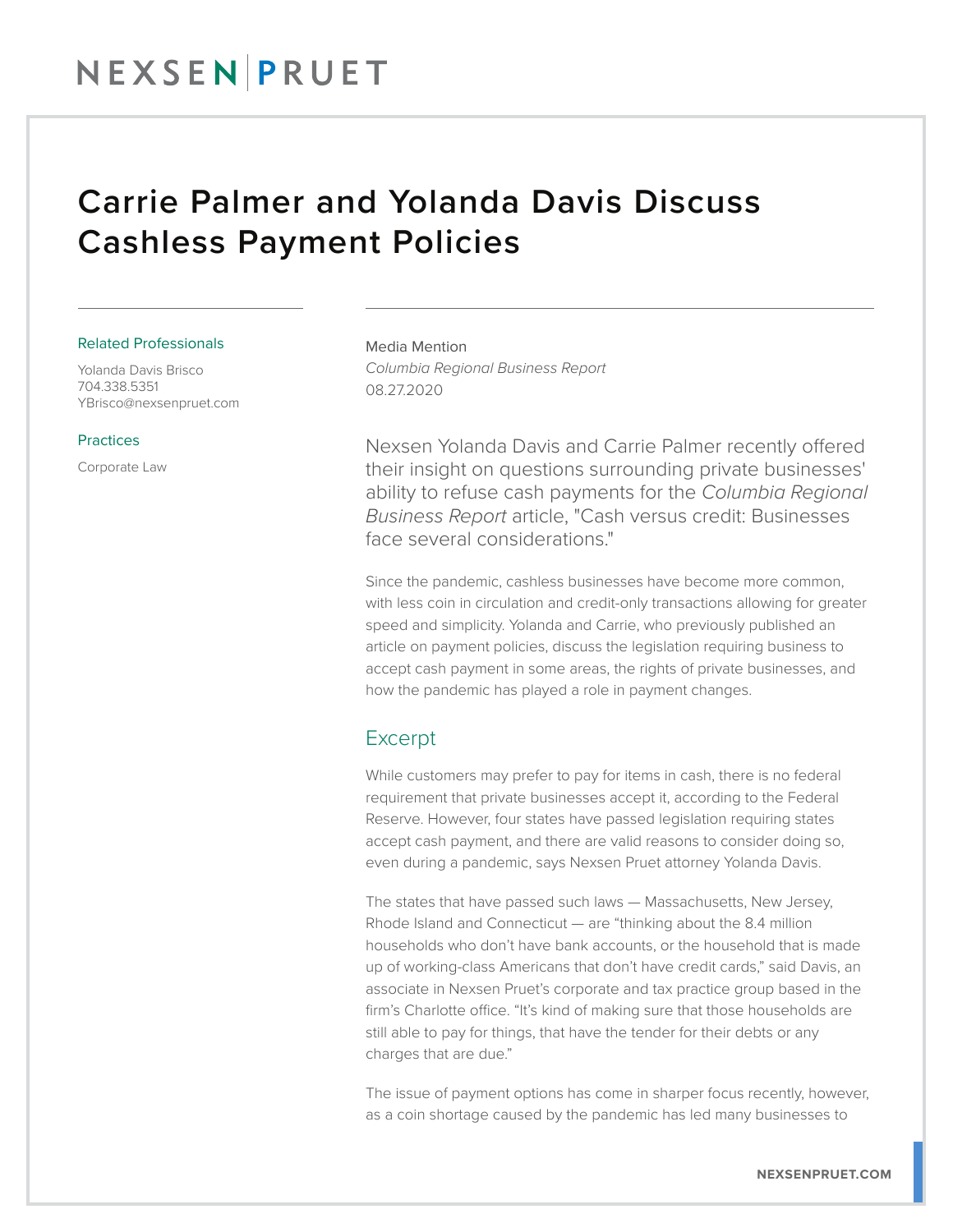# Carrie Palmer and Yolanda Davis Discuss Cashless Payment Policies

Related Professionals

Yolanda Davis Brisco
704.338.5351
YBrisco@nexsenpruet.com

Practices

Corporate Law

Media Mention
*Columbia Regional Business Report*
08.27.2020

Nexsen Yolanda Davis and Carrie Palmer recently offered their insight on questions surrounding private businesses' ability to refuse cash payments for the *Columbia Regional Business Report* article, "Cash versus credit: Businesses face several considerations."

Since the pandemic, cashless businesses have become more common, with less coin in circulation and credit-only transactions allowing for greater speed and simplicity. Yolanda and Carrie, who previously published an article on payment policies, discuss the legislation requiring business to accept cash payment in some areas, the rights of private businesses, and how the pandemic has played a role in payment changes.

## Excerpt

While customers may prefer to pay for items in cash, there is no federal requirement that private businesses accept it, according to the Federal Reserve. However, four states have passed legislation requiring states accept cash payment, and there are valid reasons to consider doing so, even during a pandemic, says Nexsen Pruet attorney Yolanda Davis.

The states that have passed such laws — Massachusetts, New Jersey, Rhode Island and Connecticut — are "thinking about the 8.4 million households who don't have bank accounts, or the household that is made up of working-class Americans that don't have credit cards," said Davis, an associate in Nexsen Pruet's corporate and tax practice group based in the firm's Charlotte office. "It's kind of making sure that those households are still able to pay for things, that have the tender for their debts or any charges that are due."

The issue of payment options has come in sharper focus recently, however, as a coin shortage caused by the pandemic has led many businesses to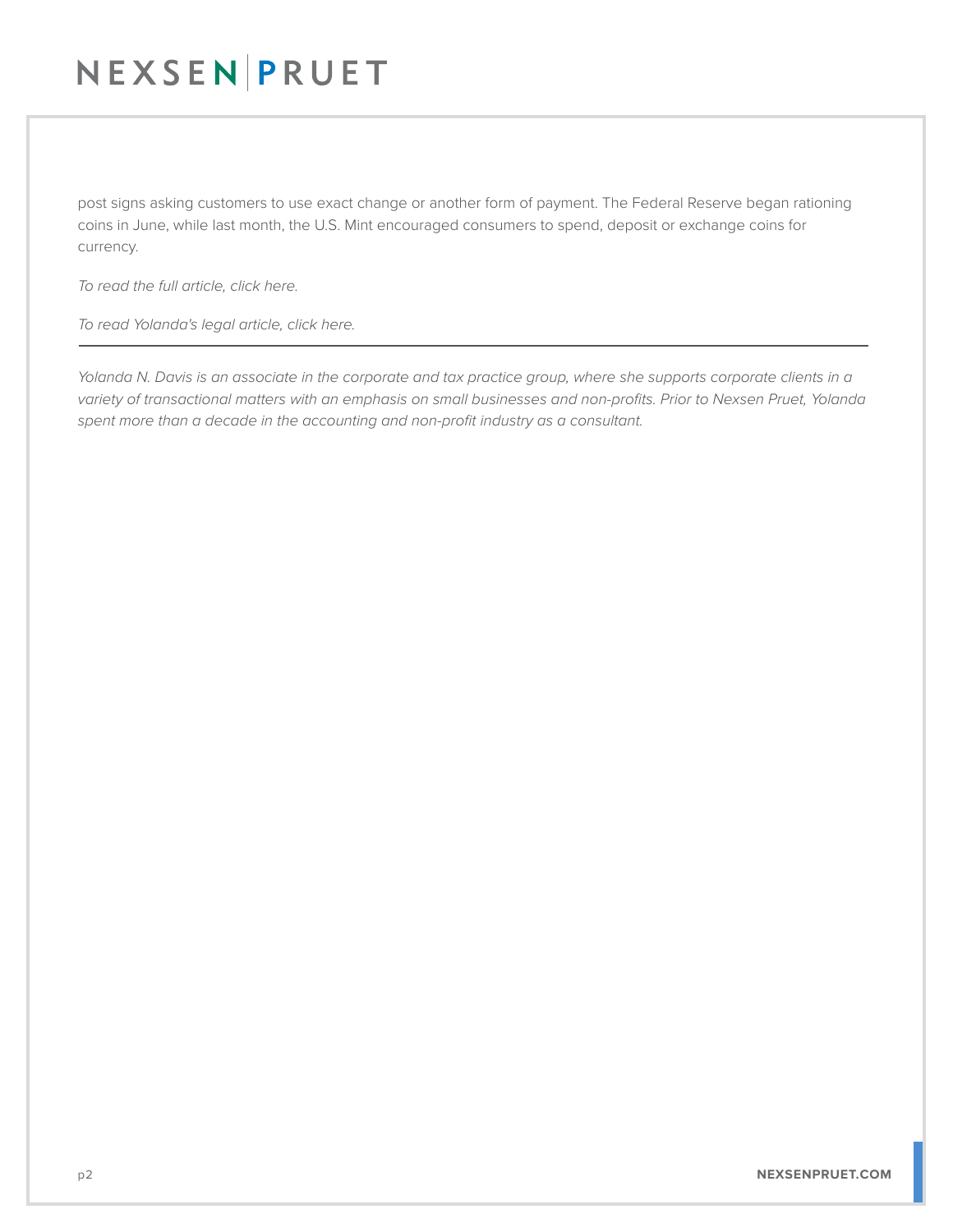post signs asking customers to use exact change or another form of payment. The Federal Reserve began rationing coins in June, while last month, the U.S. Mint encouraged consumers to spend, deposit or exchange coins for currency.

*To read the full article, click here.*

*To read Yolanda's legal article, click here.*

---

*Yolanda N. Davis is an associate in the corporate and tax practice group, where she supports corporate clients in a variety of transactional matters with an emphasis on small businesses and non-profits. Prior to Nexsen Pruet, Yolanda spent more than a decade in the accounting and non-profit industry as a consultant.*